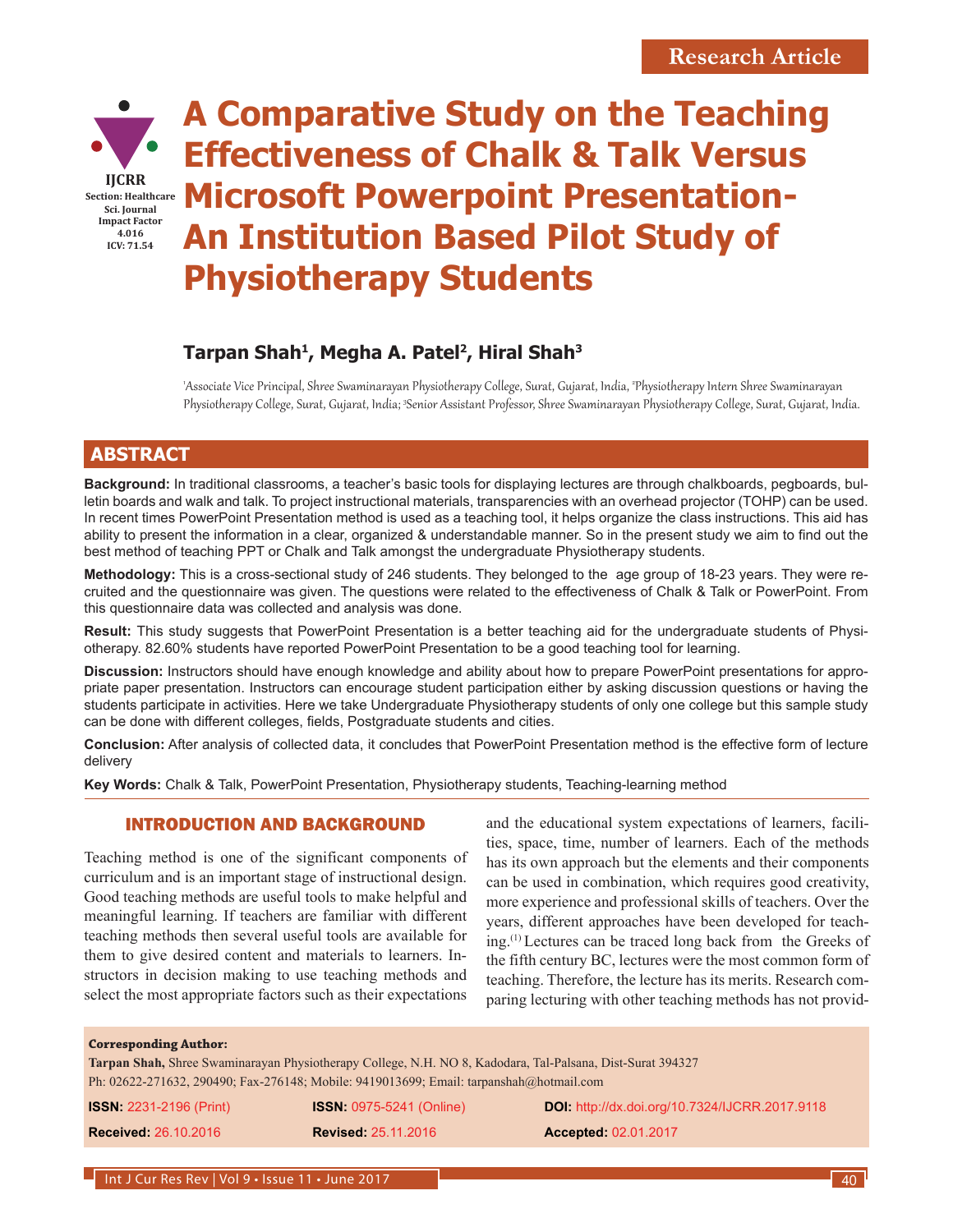Research Article

IJCRR
Section: Healthcare
Sci. Journal
Impact Factor 4.016
ICV: 71.54

# A Comparative Study on the Teaching Effectiveness of Chalk & Talk Versus Microsoft Powerpoint Presentation- An Institution Based Pilot Study of Physiotherapy Students

**Tarpan Shah[1], Megha A. Patel[2], Hiral Shah[3]**

[1]Associate Vice Principal, Shree Swaminarayan Physiotherapy College, Surat, Gujarat, India, [2]Physiotherapy Intern Shree Swaminarayan Physiotherapy College, Surat, Gujarat, India; [3]Senior Assistant Professor, Shree Swaminarayan Physiotherapy College, Surat, Gujarat, India.

## ABSTRACT

**Background:** In traditional classrooms, a teacher's basic tools for displaying lectures are through chalkboards, pegboards, bulletin boards and walk and talk. To project instructional materials, transparencies with an overhead projector (TOHP) can be used. In recent times PowerPoint Presentation method is used as a teaching tool, it helps organize the class instructions. This aid has ability to present the information in a clear, organized & understandable manner. So in the present study we aim to find out the best method of teaching PPT or Chalk and Talk amongst the undergraduate Physiotherapy students.

**Methodology:** This is a cross-sectional study of 246 students. They belonged to the age group of 18-23 years. They were recruited and the questionnaire was given. The questions were related to the effectiveness of Chalk & Talk or PowerPoint. From this questionnaire data was collected and analysis was done.

**Result:** This study suggests that PowerPoint Presentation is a better teaching aid for the undergraduate students of Physiotherapy. 82.60% students have reported PowerPoint Presentation to be a good teaching tool for learning.

**Discussion:** Instructors should have enough knowledge and ability about how to prepare PowerPoint presentations for appropriate paper presentation. Instructors can encourage student participation either by asking discussion questions or having the students participate in activities. Here we take Undergraduate Physiotherapy students of only one college but this sample study can be done with different colleges, fields, Postgraduate students and cities.

**Conclusion:** After analysis of collected data, it concludes that PowerPoint Presentation method is the effective form of lecture delivery

**Key Words:** Chalk & Talk, PowerPoint Presentation, Physiotherapy students, Teaching-learning method

## INTRODUCTION AND BACKGROUND

Teaching method is one of the significant components of curriculum and is an important stage of instructional design. Good teaching methods are useful tools to make helpful and meaningful learning. If teachers are familiar with different teaching methods then several useful tools are available for them to give desired content and materials to learners. Instructors in decision making to use teaching methods and select the most appropriate factors such as their expectations and the educational system expectations of learners, facilities, space, time, number of learners. Each of the methods has its own approach but the elements and their components can be used in combination, which requires good creativity, more experience and professional skills of teachers. Over the years, different approaches have been developed for teaching.[1] Lectures can be traced long back from the Greeks of the fifth century BC, lectures were the most common form of teaching. Therefore, the lecture has its merits. Research comparing lecturing with other teaching methods has not provid-

**Corresponding Author:**

**Tarpan Shah,** Shree Swaminarayan Physiotherapy College, N.H. NO 8, Kadodara, Tal-Palsana, Dist-Surat 394327
Ph: 02622-271632, 290490; Fax-276148; Mobile: 9419013699; Email: tarpanshah@hotmail.com

**ISSN:** 2231-2196 (Print) **ISSN:** 0975-5241 (Online) **DOI:** http://dx.doi.org/10.7324/IJCRR.2017.9118

**Received:** 26.10.2016 **Revised:** 25.11.2016 **Accepted:** 02.01.2017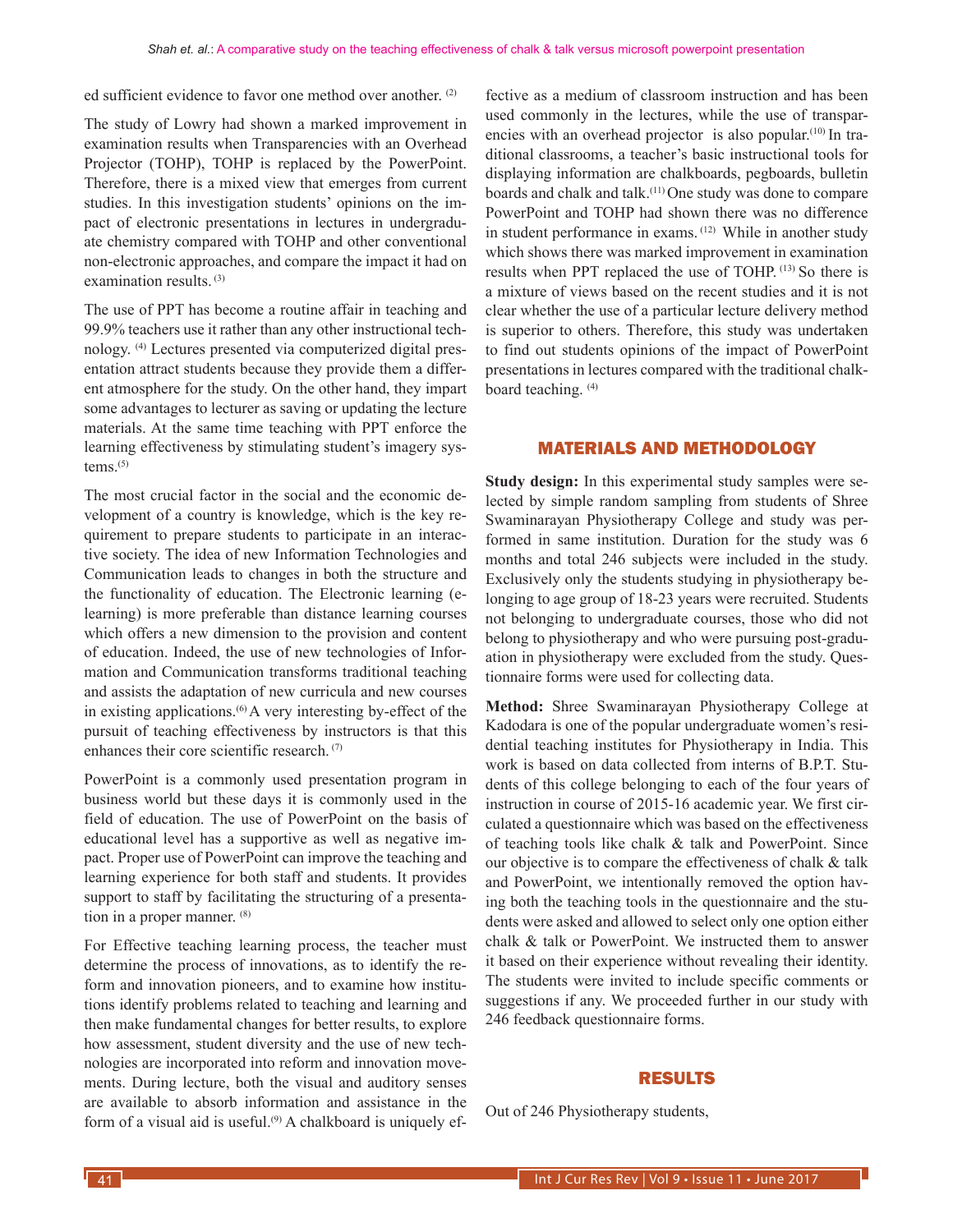ed sufficient evidence to favor one method over another. [2]

The study of Lowry had shown a marked improvement in examination results when Transparencies with an Overhead Projector (TOHP), TOHP is replaced by the PowerPoint. Therefore, there is a mixed view that emerges from current studies. In this investigation students' opinions on the impact of electronic presentations in lectures in undergraduate chemistry compared with TOHP and other conventional non-electronic approaches, and compare the impact it had on examination results. [3]

The use of PPT has become a routine affair in teaching and 99.9% teachers use it rather than any other instructional technology. [4] Lectures presented via computerized digital presentation attract students because they provide them a different atmosphere for the study. On the other hand, they impart some advantages to lecturer as saving or updating the lecture materials. At the same time teaching with PPT enforce the learning effectiveness by stimulating student's imagery systems.[5]

The most crucial factor in the social and the economic development of a country is knowledge, which is the key requirement to prepare students to participate in an interactive society. The idea of new Information Technologies and Communication leads to changes in both the structure and the functionality of education. The Electronic learning (e-learning) is more preferable than distance learning courses which offers a new dimension to the provision and content of education. Indeed, the use of new technologies of Information and Communication transforms traditional teaching and assists the adaptation of new curricula and new courses in existing applications.[6] A very interesting by-effect of the pursuit of teaching effectiveness by instructors is that this enhances their core scientific research. [7]

PowerPoint is a commonly used presentation program in business world but these days it is commonly used in the field of education. The use of PowerPoint on the basis of educational level has a supportive as well as negative impact. Proper use of PowerPoint can improve the teaching and learning experience for both staff and students. It provides support to staff by facilitating the structuring of a presentation in a proper manner. [8]

For Effective teaching learning process, the teacher must determine the process of innovations, as to identify the reform and innovation pioneers, and to examine how institutions identify problems related to teaching and learning and then make fundamental changes for better results, to explore how assessment, student diversity and the use of new technologies are incorporated into reform and innovation movements. During lecture, both the visual and auditory senses are available to absorb information and assistance in the form of a visual aid is useful.[9] A chalkboard is uniquely effective as a medium of classroom instruction and has been used commonly in the lectures, while the use of transparencies with an overhead projector is also popular.[10] In traditional classrooms, a teacher's basic instructional tools for displaying information are chalkboards, pegboards, bulletin boards and chalk and talk.[11] One study was done to compare PowerPoint and TOHP had shown there was no difference in student performance in exams. [12] While in another study which shows there was marked improvement in examination results when PPT replaced the use of TOHP. [13] So there is a mixture of views based on the recent studies and it is not clear whether the use of a particular lecture delivery method is superior to others. Therefore, this study was undertaken to find out students opinions of the impact of PowerPoint presentations in lectures compared with the traditional chalkboard teaching. [4]

## MATERIALS AND METHODOLOGY

**Study design:** In this experimental study samples were selected by simple random sampling from students of Shree Swaminarayan Physiotherapy College and study was performed in same institution. Duration for the study was 6 months and total 246 subjects were included in the study. Exclusively only the students studying in physiotherapy belonging to age group of 18-23 years were recruited. Students not belonging to undergraduate courses, those who did not belong to physiotherapy and who were pursuing post-graduation in physiotherapy were excluded from the study. Questionnaire forms were used for collecting data.

**Method:** Shree Swaminarayan Physiotherapy College at Kadodara is one of the popular undergraduate women's residential teaching institutes for Physiotherapy in India. This work is based on data collected from interns of B.P.T. Students of this college belonging to each of the four years of instruction in course of 2015-16 academic year. We first circulated a questionnaire which was based on the effectiveness of teaching tools like chalk & talk and PowerPoint. Since our objective is to compare the effectiveness of chalk & talk and PowerPoint, we intentionally removed the option having both the teaching tools in the questionnaire and the students were asked and allowed to select only one option either chalk & talk or PowerPoint. We instructed them to answer it based on their experience without revealing their identity. The students were invited to include specific comments or suggestions if any. We proceeded further in our study with 246 feedback questionnaire forms.

## RESULTS

Out of 246 Physiotherapy students,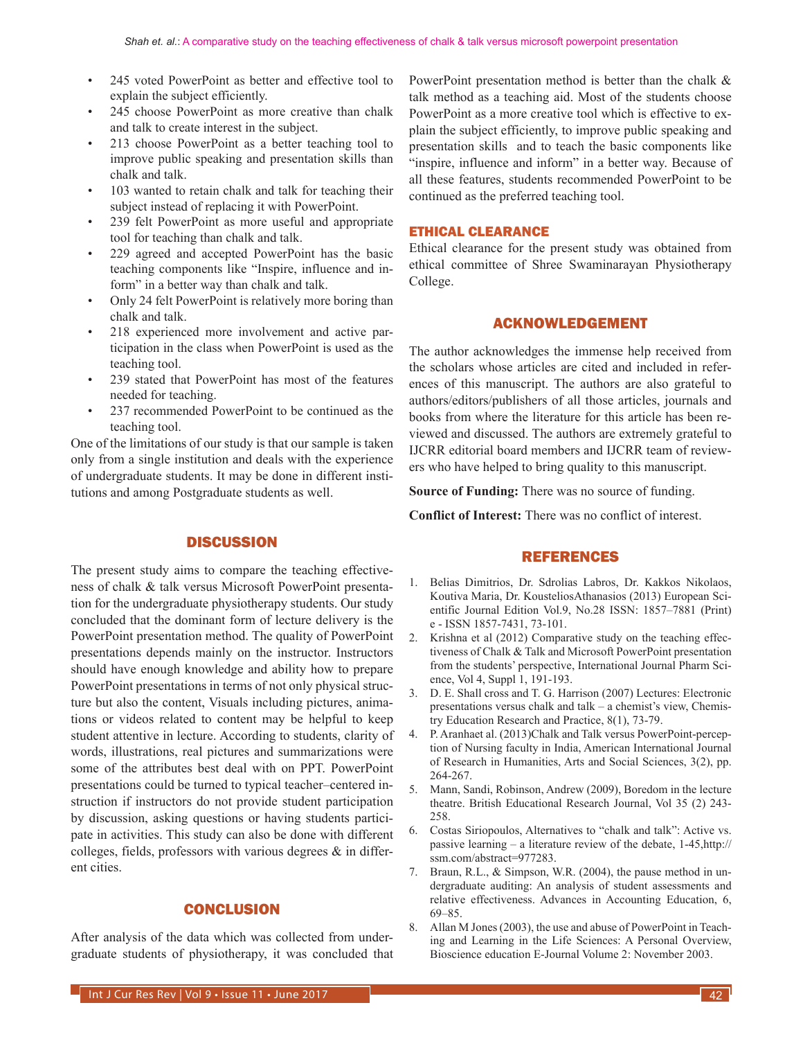- 245 voted PowerPoint as better and effective tool to explain the subject efficiently.
- 245 choose PowerPoint as more creative than chalk and talk to create interest in the subject.
- 213 choose PowerPoint as a better teaching tool to improve public speaking and presentation skills than chalk and talk.
- 103 wanted to retain chalk and talk for teaching their subject instead of replacing it with PowerPoint.
- 239 felt PowerPoint as more useful and appropriate tool for teaching than chalk and talk.
- 229 agreed and accepted PowerPoint has the basic teaching components like "Inspire, influence and inform" in a better way than chalk and talk.
- Only 24 felt PowerPoint is relatively more boring than chalk and talk.
- 218 experienced more involvement and active participation in the class when PowerPoint is used as the teaching tool.
- 239 stated that PowerPoint has most of the features needed for teaching.
- 237 recommended PowerPoint to be continued as the teaching tool.

One of the limitations of our study is that our sample is taken only from a single institution and deals with the experience of undergraduate students. It may be done in different institutions and among Postgraduate students as well.

## DISCUSSION

The present study aims to compare the teaching effectiveness of chalk & talk versus Microsoft PowerPoint presentation for the undergraduate physiotherapy students. Our study concluded that the dominant form of lecture delivery is the PowerPoint presentation method. The quality of PowerPoint presentations depends mainly on the instructor. Instructors should have enough knowledge and ability how to prepare PowerPoint presentations in terms of not only physical structure but also the content, Visuals including pictures, animations or videos related to content may be helpful to keep student attentive in lecture. According to students, clarity of words, illustrations, real pictures and summarizations were some of the attributes best deal with on PPT. PowerPoint presentations could be turned to typical teacher–centered instruction if instructors do not provide student participation by discussion, asking questions or having students participate in activities. This study can also be done with different colleges, fields, professors with various degrees & in different cities.

## CONCLUSION

After analysis of the data which was collected from undergraduate students of physiotherapy, it was concluded that PowerPoint presentation method is better than the chalk & talk method as a teaching aid. Most of the students choose PowerPoint as a more creative tool which is effective to explain the subject efficiently, to improve public speaking and presentation skills and to teach the basic components like "inspire, influence and inform" in a better way. Because of all these features, students recommended PowerPoint to be continued as the preferred teaching tool.

## ETHICAL CLEARANCE

Ethical clearance for the present study was obtained from ethical committee of Shree Swaminarayan Physiotherapy College.

## ACKNOWLEDGEMENT

The author acknowledges the immense help received from the scholars whose articles are cited and included in references of this manuscript. The authors are also grateful to authors/editors/publishers of all those articles, journals and books from where the literature for this article has been reviewed and discussed. The authors are extremely grateful to IJCRR editorial board members and IJCRR team of reviewers who have helped to bring quality to this manuscript.

**Source of Funding:** There was no source of funding.

**Conflict of Interest:** There was no conflict of interest.

## REFERENCES

1. Belias Dimitrios, Dr. Sdrolias Labros, Dr. Kakkos Nikolaos, Koutiva Maria, Dr. KousteliosAthanasios (2013) European Scientific Journal Edition Vol.9, No.28 ISSN: 1857–7881 (Print) e - ISSN 1857-7431, 73-101.
2. Krishna et al (2012) Comparative study on the teaching effectiveness of Chalk & Talk and Microsoft PowerPoint presentation from the students' perspective, International Journal Pharm Science, Vol 4, Suppl 1, 191-193.
3. D. E. Shall cross and T. G. Harrison (2007) Lectures: Electronic presentations versus chalk and talk – a chemist's view, Chemistry Education Research and Practice, 8(1), 73-79.
4. P. Aranhaet al. (2013)Chalk and Talk versus PowerPoint-perception of Nursing faculty in India, American International Journal of Research in Humanities, Arts and Social Sciences, 3(2), pp. 264-267.
5. Mann, Sandi, Robinson, Andrew (2009), Boredom in the lecture theatre. British Educational Research Journal, Vol 35 (2) 243-258.
6. Costas Siriopoulos, Alternatives to "chalk and talk": Active vs. passive learning – a literature review of the debate, 1-45,http://ssm.com/abstract=977283.
7. Braun, R.L., & Simpson, W.R. (2004), the pause method in undergraduate auditing: An analysis of student assessments and relative effectiveness. Advances in Accounting Education, 6, 69–85.
8. Allan M Jones (2003), the use and abuse of PowerPoint in Teaching and Learning in the Life Sciences: A Personal Overview, Bioscience education E-Journal Volume 2: November 2003.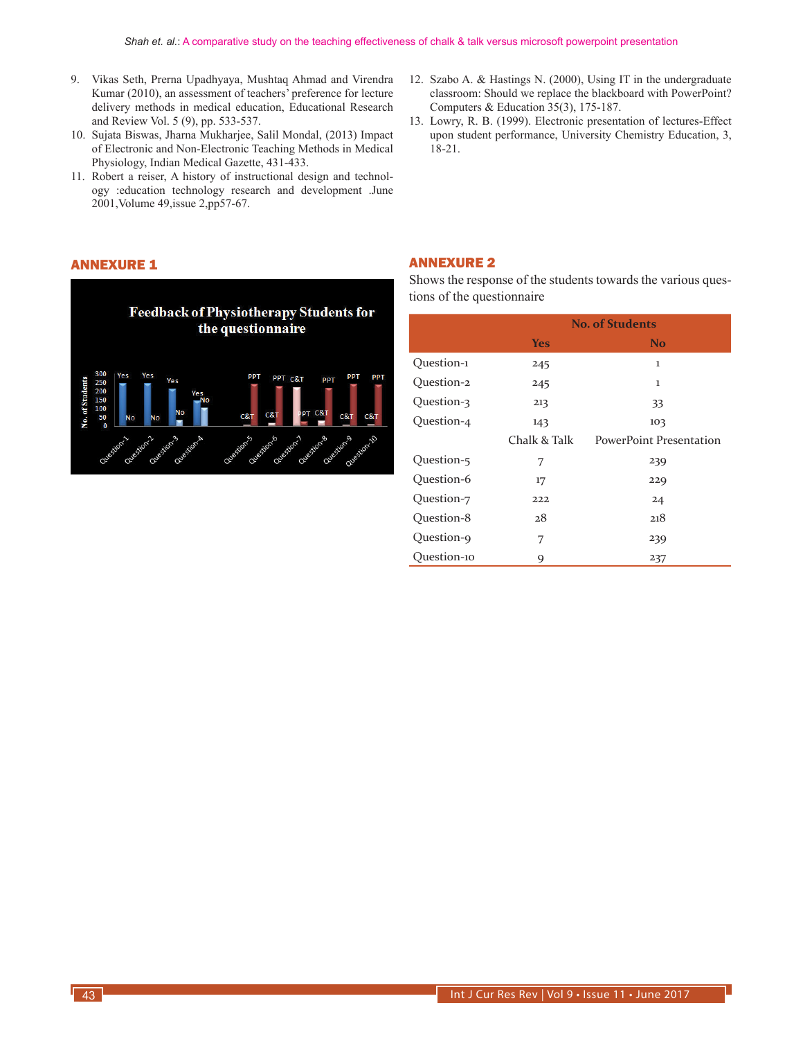9. Vikas Seth, Prerna Upadhyaya, Mushtaq Ahmad and Virendra Kumar (2010), an assessment of teachers' preference for lecture delivery methods in medical education, Educational Research and Review Vol. 5 (9), pp. 533-537.
10. Sujata Biswas, Jharna Mukharjee, Salil Mondal, (2013) Impact of Electronic and Non-Electronic Teaching Methods in Medical Physiology, Indian Medical Gazette, 431-433.
11. Robert a reiser, A history of instructional design and technology :education technology research and development .June 2001,Volume 49,issue 2,pp57-67.
12. Szabo A. & Hastings N. (2000), Using IT in the undergraduate classroom: Should we replace the blackboard with PowerPoint? Computers & Education 35(3), 175-187.
13. Lowry, R. B. (1999). Electronic presentation of lectures-Effect upon student performance, University Chemistry Education, 3, 18-21.

## ANNEXURE 1

Feedback of Physiotherapy Students for the questionnaire

No. of Students

300
250
200
150
100
50
0

Yes No Yes No Yes No Yes No

PPT C&T PPT C&T C&T PPT PPT C&T PPT C&T PPT C&T

Question-1 Question-2 Question-3 Question-4 Question-5 Question-6 Question-7 Question-8 Question-9 Question-10

## ANNEXURE 2

Shows the response of the students towards the various questions of the questionnaire

| | No. of Students | |
|---|---|---|
| | Yes | No |
| Question-1 | 245 | 1 |
| Question-2 | 245 | 1 |
| Question-3 | 213 | 33 |
| Question-4 | 143 | 103 |
| | Chalk & Talk | PowerPoint Presentation |
| Question-5 | 7 | 239 |
| Question-6 | 17 | 229 |
| Question-7 | 222 | 24 |
| Question-8 | 28 | 218 |
| Question-9 | 7 | 239 |
| Question-10 | 9 | 237 |